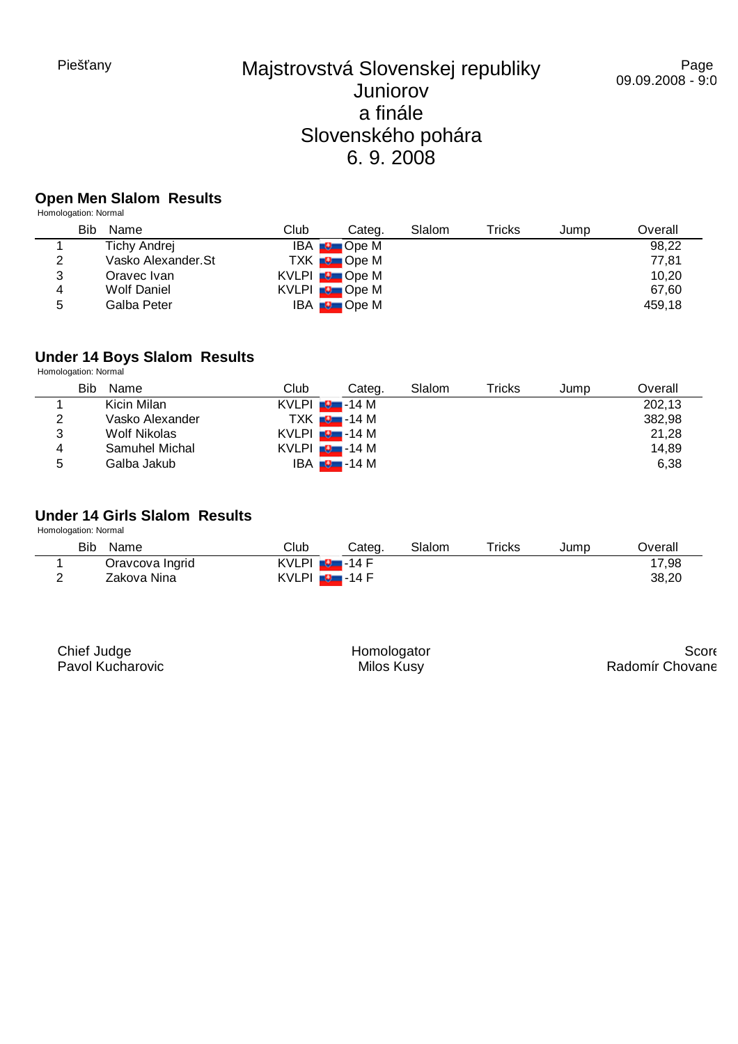Piešťany

# Majstrovstvá Slovenskej republiky Juniorov a finále Slovenského pohára 6. 9. 2008

09.09.2008 - 9:0

## Open Men Slalom Results

Homologation: Normal

| Bib | Name | Club | Categ. | Slalom | Tricks | Jump | Overall |
|---|---|---|---|---|---|---|---|
| 1 | Tichy Andrej | IBA | Ope M | | | | 98,22 |
| 2 | Vasko Alexander.St | TXK | Ope M | | | | 77,81 |
| 3 | Oravec Ivan | KVLPI | Ope M | | | | 10,20 |
| 4 | Wolf Daniel | KVLPI | Ope M | | | | 67,60 |
| 5 | Galba Peter | IBA | Ope M | | | | 459,18 |

## Under 14 Boys Slalom Results

Homologation: Normal

| Bib | Name | Club | Categ. | Slalom | Tricks | Jump | Overall |
|---|---|---|---|---|---|---|---|
| 1 | Kicin Milan | KVLPI | -14 M | | | | 202,13 |
| 2 | Vasko Alexander | TXK | -14 M | | | | 382,98 |
| 3 | Wolf Nikolas | KVLPI | -14 M | | | | 21,28 |
| 4 | Samuhel Michal | KVLPI | -14 M | | | | 14,89 |
| 5 | Galba Jakub | IBA | -14 M | | | | 6,38 |

## Under 14 Girls Slalom Results

Homologation: Normal

| Bib | Name | Club | Categ. | Slalom | Tricks | Jump | Overall |
|---|---|---|---|---|---|---|---|
| 1 | Oravcova Ingrid | KVLPI | -14 F | | | | 17,98 |
| 2 | Zakova Nina | KVLPI | -14 F | | | | 38,20 |

Chief Judge
Pavol Kucharovic

Homologator
Milos Kusy

Score
Radomír Chovane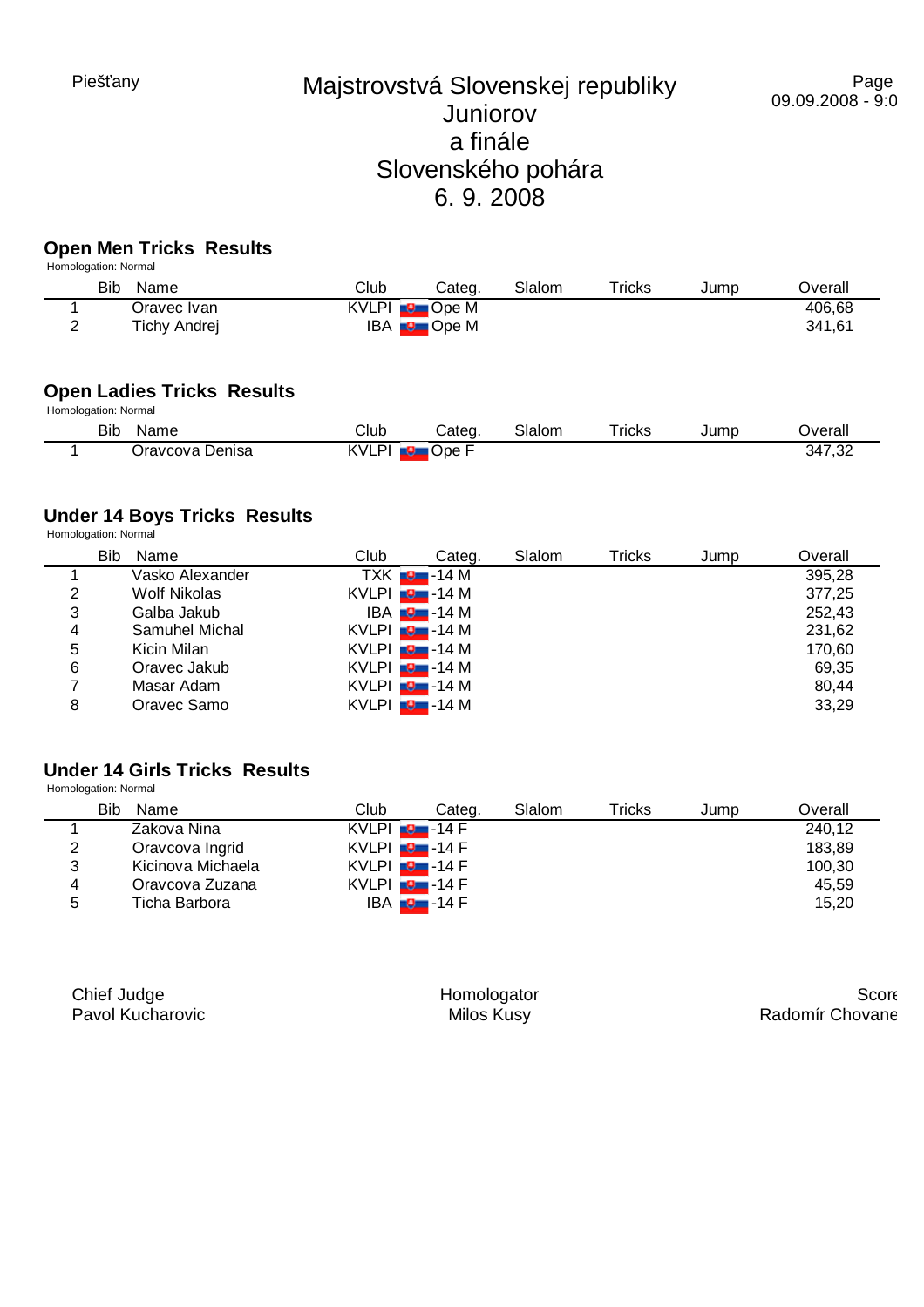Piešťany

# Majstrovstvá Slovenskej republiky Juniorov a finále Slovenského pohára 6. 9. 2008

09.09.2008 - 9:0

## Open Men Tricks Results

Homologation: Normal

| | Bib | Name | Club | Categ. | Slalom | Tricks | Jump | Overall |
|---|---|---|---|---|---|---|---|---|
| 1 | | Oravec Ivan | KVLPI | Ope M | | | | 406,68 |
| 2 | | Tichy Andrej | IBA | Ope M | | | | 341,61 |

## Open Ladies Tricks Results

Homologation: Normal

| | Bib | Name | Club | Categ. | Slalom | Tricks | Jump | Overall |
|---|---|---|---|---|---|---|---|---|
| 1 | | Oravcova Denisa | KVLPI | Ope F | | | | 347,32 |

## Under 14 Boys Tricks Results

Homologation: Normal

| | Bib | Name | Club | Categ. | Slalom | Tricks | Jump | Overall |
|---|---|---|---|---|---|---|---|---|
| 1 | | Vasko Alexander | TXK | -14 M | | | | 395,28 |
| 2 | | Wolf Nikolas | KVLPI | -14 M | | | | 377,25 |
| 3 | | Galba Jakub | IBA | -14 M | | | | 252,43 |
| 4 | | Samuhel Michal | KVLPI | -14 M | | | | 231,62 |
| 5 | | Kicin Milan | KVLPI | -14 M | | | | 170,60 |
| 6 | | Oravec Jakub | KVLPI | -14 M | | | | 69,35 |
| 7 | | Masar Adam | KVLPI | -14 M | | | | 80,44 |
| 8 | | Oravec Samo | KVLPI | -14 M | | | | 33,29 |

## Under 14 Girls Tricks Results

Homologation: Normal

| | Bib | Name | Club | Categ. | Slalom | Tricks | Jump | Overall |
|---|---|---|---|---|---|---|---|---|
| 1 | | Zakova Nina | KVLPI | -14 F | | | | 240,12 |
| 2 | | Oravcova Ingrid | KVLPI | -14 F | | | | 183,89 |
| 3 | | Kicinova Michaela | KVLPI | -14 F | | | | 100,30 |
| 4 | | Oravcova Zuzana | KVLPI | -14 F | | | | 45,59 |
| 5 | | Ticha Barbora | IBA | -14 F | | | | 15,20 |

Chief Judge
Pavol Kucharovic

Homologator
Milos Kusy

Scor
Radomír Chovane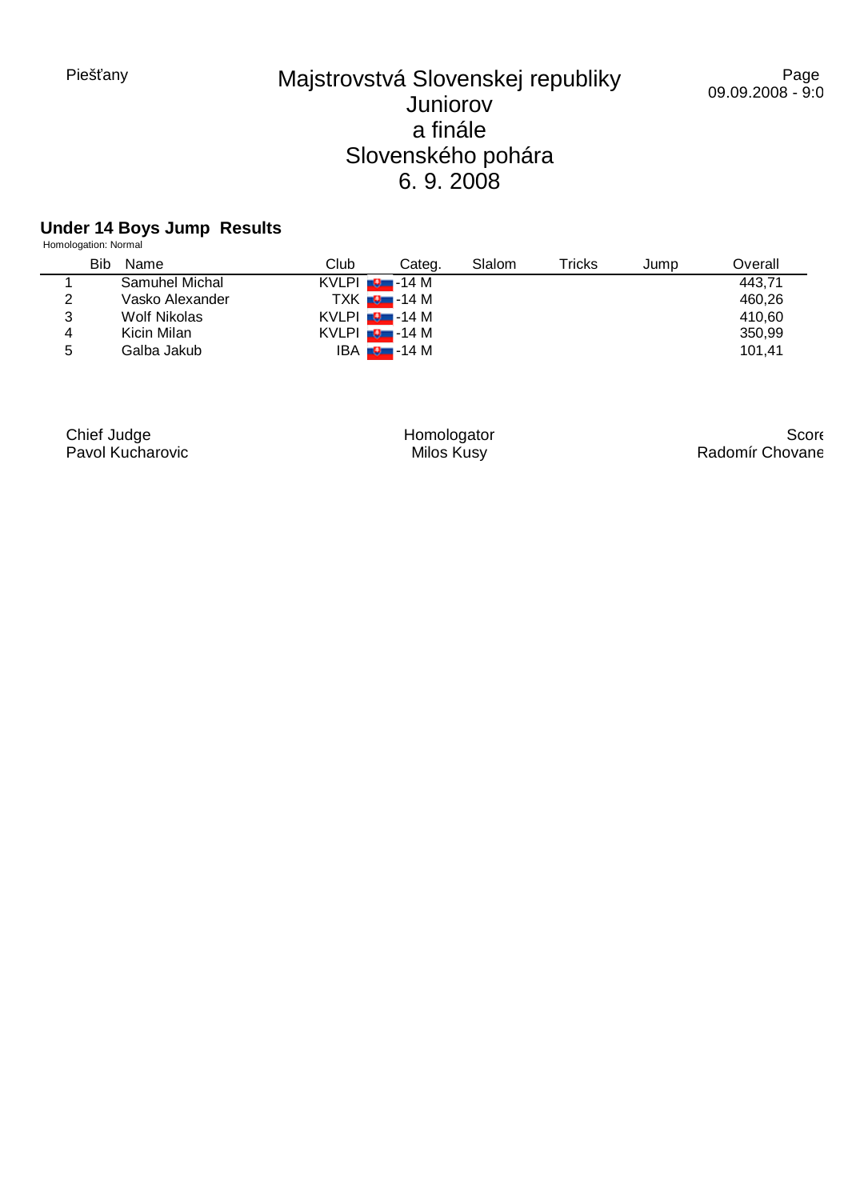Piešťany

# Majstrovstvá Slovenskej republiky Juniorov a finále Slovenského pohára 6. 9. 2008

09.09.2008 - 9:0

## Under 14 Boys Jump Results

Homologation: Normal

| | Bib | Name | Club | Categ. | Slalom | Tricks | Jump | Overall |
|---|---|---|---|---|---|---|---|---|
| 1 | | Samuhel Michal | KVLPI | -14 M | | | | 443,71 |
| 2 | | Vasko Alexander | TXK | -14 M | | | | 460,26 |
| 3 | | Wolf Nikolas | KVLPI | -14 M | | | | 410,60 |
| 4 | | Kicin Milan | KVLPI | -14 M | | | | 350,99 |
| 5 | | Galba Jakub | IBA | -14 M | | | | 101,41 |

Chief Judge
Pavol Kucharovic

Homologator
Milos Kusy

Score
Radomír Chovane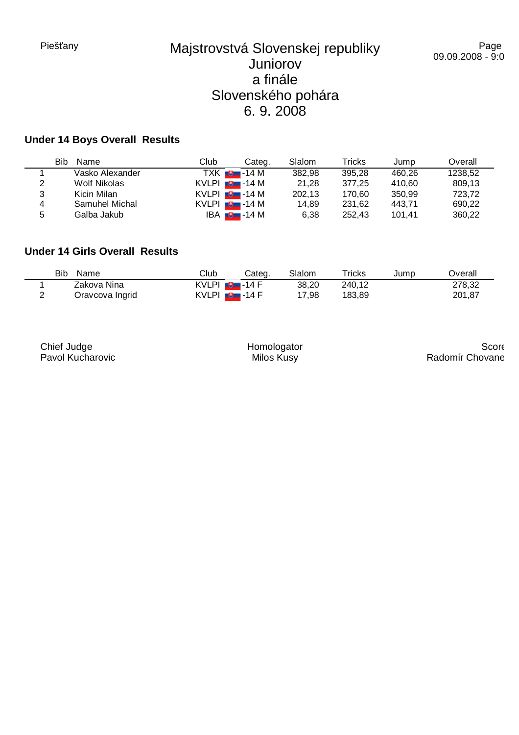Piešťany

# Majstrovstvá Slovenskej republiky Juniorov a finále Slovenského pohára 6. 9. 2008

Page
09.09.2008 - 9:0

## Under 14 Boys Overall Results

| | Bib | Name | Club | Categ. | Slalom | Tricks | Jump | Overall |
|---|---|---|---|---|---|---|---|---|
| 1 | | Vasko Alexander | TXK | -14 M | 382,98 | 395,28 | 460,26 | 1238,52 |
| 2 | | Wolf Nikolas | KVLPI | -14 M | 21,28 | 377,25 | 410,60 | 809,13 |
| 3 | | Kicin Milan | KVLPI | -14 M | 202,13 | 170,60 | 350,99 | 723,72 |
| 4 | | Samuhel Michal | KVLPI | -14 M | 14,89 | 231,62 | 443,71 | 690,22 |
| 5 | | Galba Jakub | IBA | -14 M | 6,38 | 252,43 | 101,41 | 360,22 |

## Under 14 Girls Overall Results

| | Bib | Name | Club | Categ. | Slalom | Tricks | Jump | Overall |
|---|---|---|---|---|---|---|---|---|
| 1 | | Zakova Nina | KVLPI | -14 F | 38,20 | 240,12 | | 278,32 |
| 2 | | Oravcova Ingrid | KVLPI | -14 F | 17,98 | 183,89 | | 201,87 |

Chief Judge
Pavol Kucharovic

Homologator
Milos Kusy

Score
Radomír Chovane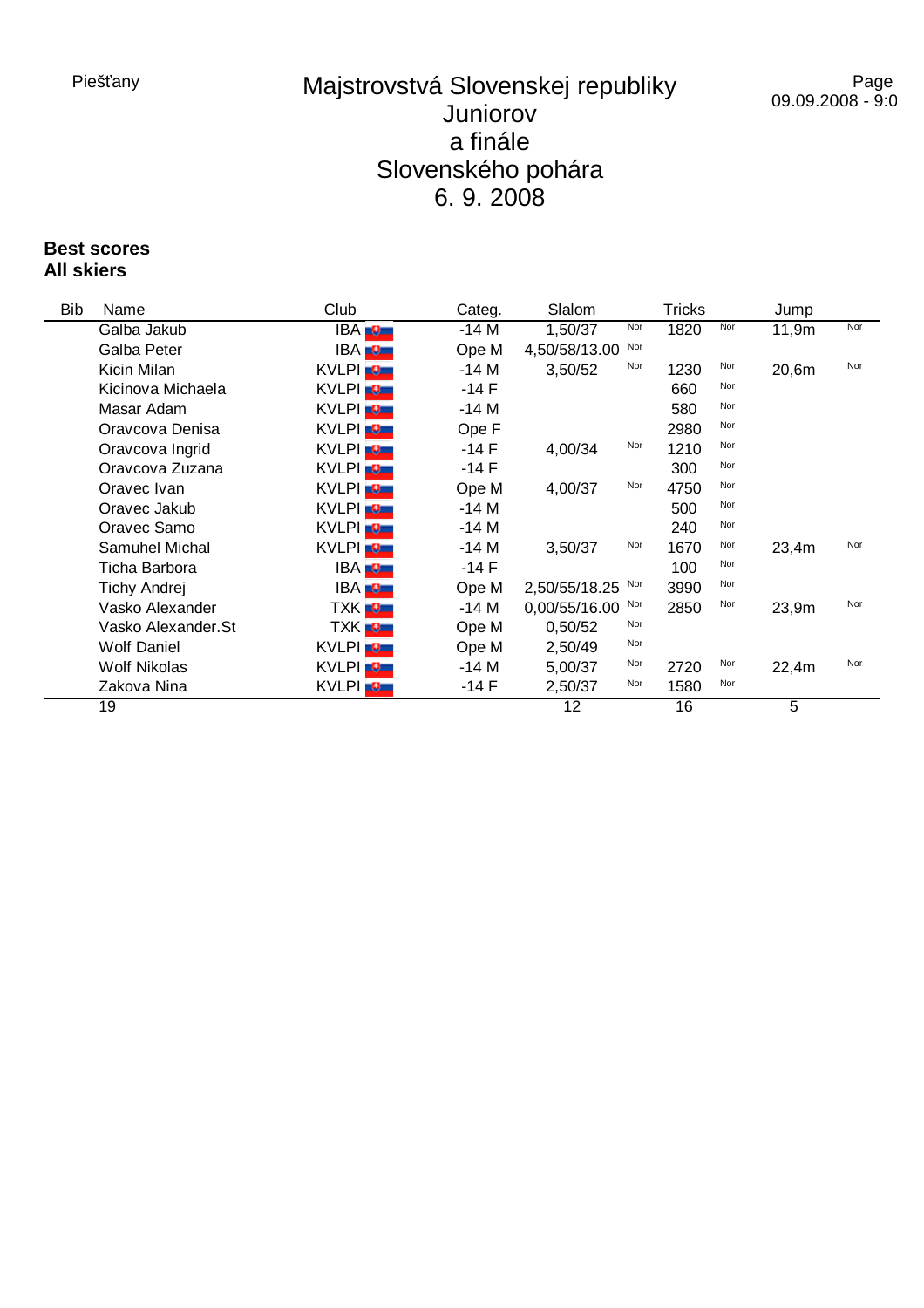Piešťany

# Majstrovstvá Slovenskej republiky Juniorov a finále Slovenského pohára 6. 9. 2008

Page
09.09.2008 - 9:0

**Best scores**
**All skiers**

| Bib | Name | Club | Categ. | Slalom | | Tricks | | Jump | |
|---|---|---|---|---|---|---|---|---|---|
| | Galba Jakub | IBA | -14 M | 1,50/37 | Nor | 1820 | Nor | 11,9m | Nor |
| | Galba Peter | IBA | Ope M | 4,50/58/13.00 | Nor | | | | |
| | Kicin Milan | KVLPI | -14 M | 3,50/52 | Nor | 1230 | Nor | 20,6m | Nor |
| | Kicinova Michaela | KVLPI | -14 F | | | 660 | Nor | | |
| | Masar Adam | KVLPI | -14 M | | | 580 | Nor | | |
| | Oravcova Denisa | KVLPI | Ope F | | | 2980 | Nor | | |
| | Oravcova Ingrid | KVLPI | -14 F | 4,00/34 | Nor | 1210 | Nor | | |
| | Oravcova Zuzana | KVLPI | -14 F | | | 300 | Nor | | |
| | Oravec Ivan | KVLPI | Ope M | 4,00/37 | Nor | 4750 | Nor | | |
| | Oravec Jakub | KVLPI | -14 M | | | 500 | Nor | | |
| | Oravec Samo | KVLPI | -14 M | | | 240 | Nor | | |
| | Samuhel Michal | KVLPI | -14 M | 3,50/37 | Nor | 1670 | Nor | 23,4m | Nor |
| | Ticha Barbora | IBA | -14 F | | | 100 | Nor | | |
| | Tichy Andrej | IBA | Ope M | 2,50/55/18.25 | Nor | 3990 | Nor | | |
| | Vasko Alexander | TXK | -14 M | 0,00/55/16.00 | Nor | 2850 | Nor | 23,9m | Nor |
| | Vasko Alexander.St | TXK | Ope M | 0,50/52 | Nor | | | | |
| | Wolf Daniel | KVLPI | Ope M | 2,50/49 | Nor | | | | |
| | Wolf Nikolas | KVLPI | -14 M | 5,00/37 | Nor | 2720 | Nor | 22,4m | Nor |
| | Zakova Nina | KVLPI | -14 F | 2,50/37 | Nor | 1580 | Nor | | |
| | 19 | | | 12 | | 16 | | 5 | |